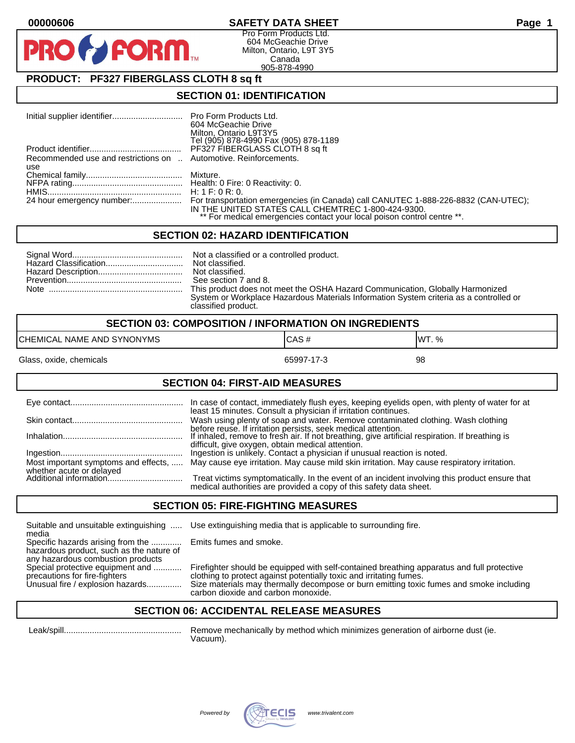00000606

# SAFETY DATA SHEET

Pro Form Products Ltd.
604 McGeachie Drive
Milton, Ontario, L9T 3Y5
Canada
905-878-4990

## PRODUCT: PF327 FIBERGLASS CLOTH 8 sq ft

## SECTION 01: IDENTIFICATION

| | |
|---|---|
| Initial supplier identifier | Pro Form Products Ltd.<br>604 McGeachie Drive<br>Milton, Ontario L9T3Y5<br>Tel (905) 878-4990 Fax (905) 878-1189 |
| Product identifier | PF327 FIBERGLASS CLOTH 8 sq ft |
| Recommended use and restrictions on use | Automotive. Reinforcements. |
| Chemical family | Mixture. |
| NFPA rating | Health: 0 Fire: 0 Reactivity: 0. |
| HMIS | H: 1 F: 0 R: 0. |
| 24 hour emergency number: | For transportation emergencies (in Canada) call CANUTEC 1-888-226-8832 (CAN-UTEC); IN THE UNITED STATES CALL CHEMTREC 1-800-424-9300.<br>** For medical emergencies contact your local poison control centre **. |

## SECTION 02: HAZARD IDENTIFICATION

| | |
|---|---|
| Signal Word | Not a classified or a controlled product. |
| Hazard Classification | Not classified. |
| Hazard Description | Not classified. |
| Prevention | See section 7 and 8. |
| Note | This product does not meet the OSHA Hazard Communication, Globally Harmonized System or Workplace Hazardous Materials Information System criteria as a controlled or classified product. |

## SECTION 03: COMPOSITION / INFORMATION ON INGREDIENTS

| CHEMICAL NAME AND SYNONYMS | CAS # | WT. % |
|---|---|---|
| Glass, oxide, chemicals | 65997-17-3 | 98 |

## SECTION 04: FIRST-AID MEASURES

| | |
|---|---|
| Eye contact | In case of contact, immediately flush eyes, keeping eyelids open, with plenty of water for at least 15 minutes. Consult a physician if irritation continues. |
| Skin contact | Wash using plenty of soap and water. Remove contaminated clothing. Wash clothing before reuse. If irritation persists, seek medical attention. |
| Inhalation | If inhaled, remove to fresh air. If not breathing, give artificial respiration. If breathing is difficult, give oxygen, obtain medical attention. |
| Ingestion | Ingestion is unlikely. Contact a physician if unusual reaction is noted. |
| Most important symptoms and effects, whether acute or delayed | May cause eye irritation. May cause mild skin irritation. May cause respiratory irritation. |
| Additional information | Treat victims symptomatically. In the event of an incident involving this product ensure that medical authorities are provided a copy of this safety data sheet. |

## SECTION 05: FIRE-FIGHTING MEASURES

| | |
|---|---|
| Suitable and unsuitable extinguishing media | Use extinguishing media that is applicable to surrounding fire. |
| Specific hazards arising from the hazardous product, such as the nature of any hazardous combustion products | Emits fumes and smoke. |
| Special protective equipment and precautions for fire-fighters | Firefighter should be equipped with self-contained breathing apparatus and full protective clothing to protect against potentially toxic and irritating fumes. |
| Unusual fire / explosion hazards | Size materials may thermally decompose or burn emitting toxic fumes and smoke including carbon dioxide and carbon monoxide. |

## SECTION 06: ACCIDENTAL RELEASE MEASURES

| | |
|---|---|
| Leak/spill | Remove mechanically by method which minimizes generation of airborne dust (ie. Vacuum). |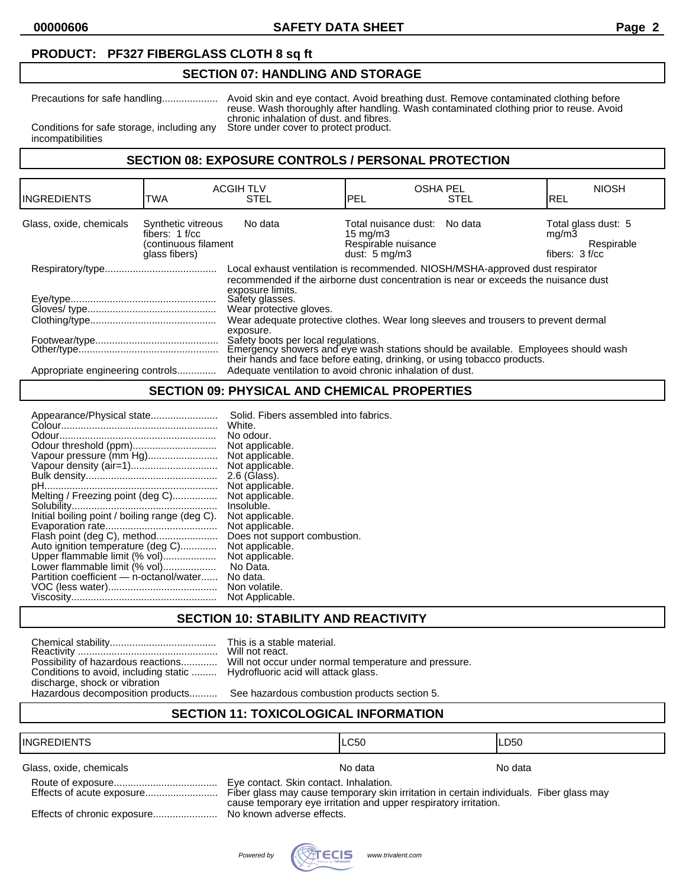**PRODUCT: PF327 FIBERGLASS CLOTH 8 sq ft**

## SECTION 07: HANDLING AND STORAGE

Precautions for safe handling.................... Avoid skin and eye contact. Avoid breathing dust. Remove contaminated clothing before reuse. Wash thoroughly after handling. Wash contaminated clothing prior to reuse. Avoid chronic inhalation of dust. and fibres.

Conditions for safe storage, including any incompatibilities: Store under cover to protect product.

## SECTION 08: EXPOSURE CONTROLS / PERSONAL PROTECTION

| INGREDIENTS | ACGIH TLV TWA | ACGIH TLV STEL | OSHA PEL PEL | OSHA PEL STEL | NIOSH REL |
|---|---|---|---|---|---|
| Glass, oxide, chemicals | Synthetic vitreous fibers: 1 f/cc (continuous filament glass fibers) | No data | Total nuisance dust: 15 mg/m3 Respirable nuisance dust: 5 mg/m3 | No data | Total glass dust: 5 mg/m3 Respirable fibers: 3 f/cc |

Respiratory/type........................................ Local exhaust ventilation is recommended. NIOSH/MSHA-approved dust respirator recommended if the airborne dust concentration is near or exceeds the nuisance dust exposure limits.

Eye/type................................................... Safety glasses.

Gloves/ type............................................. Wear protective gloves.

Clothing/type............................................ Wear adequate protective clothes. Wear long sleeves and trousers to prevent dermal exposure.

Footwear/type........................................... Safety boots per local regulations.

Other/type................................................. Emergency showers and eye wash stations should be available. Employees should wash their hands and face before eating, drinking, or using tobacco products.

Appropriate engineering controls.............. Adequate ventilation to avoid chronic inhalation of dust.

## SECTION 09: PHYSICAL AND CHEMICAL PROPERTIES

Appearance/Physical state........................ Solid. Fibers assembled into fabrics.
Colour........................................................ White.
Odour........................................................ No odour.
Odour threshold (ppm).............................. Not applicable.
Vapour pressure (mm Hg)......................... Not applicable.
Vapour density (air=1)............................... Not applicable.
Bulk density............................................... 2.6 (Glass).
pH.............................................................. Not applicable.
Melting / Freezing point (deg C)................ Not applicable.
Solubility.................................................... Insoluble.
Initial boiling point / boiling range (deg C). Not applicable.
Evaporation rate........................................ Not applicable.
Flash point (deg C), method...................... Does not support combustion.
Auto ignition temperature (deg C)............. Not applicable.
Upper flammable limit (% vol)................... Not applicable.
Lower flammable limit (% vol)................... No Data.
Partition coefficient — n-octanol/water...... No data.
VOC (less water)....................................... Non volatile.
Viscosity.................................................... Not Applicable.

## SECTION 10: STABILITY AND REACTIVITY

Chemical stability...................................... This is a stable material.
Reactivity .................................................. Will not react.
Possibility of hazardous reactions............. Will not occur under normal temperature and pressure.
Conditions to avoid, including static discharge, shock or vibration ......... Hydrofluoric acid will attack glass.
Hazardous decomposition products.......... See hazardous combustion products section 5.

## SECTION 11: TOXICOLOGICAL INFORMATION

| INGREDIENTS | LC50 | LD50 |
|---|---|---|
| Glass, oxide, chemicals | No data | No data |

Route of exposure..................................... Eye contact. Skin contact. Inhalation.

Effects of acute exposure.......................... Fiber glass may cause temporary skin irritation in certain individuals. Fiber glass may cause temporary eye irritation and upper respiratory irritation.

Effects of chronic exposure....................... No known adverse effects.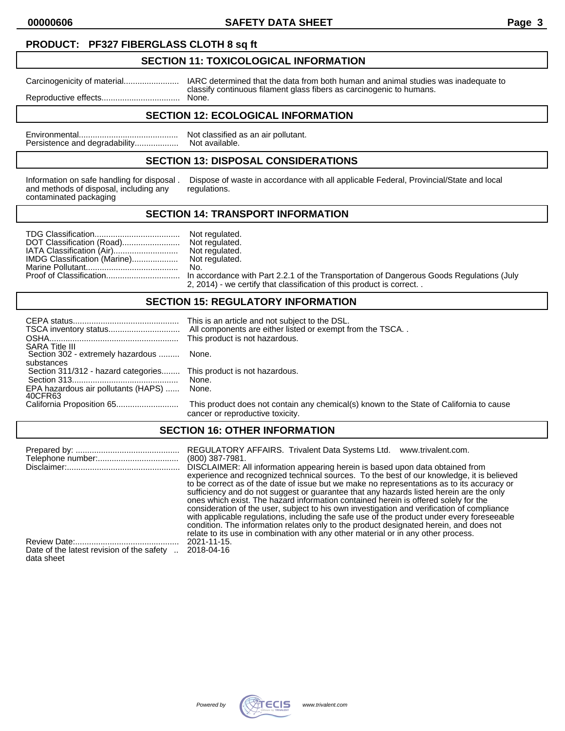**PRODUCT: PF327 FIBERGLASS CLOTH 8 sq ft**

## SECTION 11: TOXICOLOGICAL INFORMATION

| | |
|---|---|
| Carcinogenicity of material........................ | IARC determined that the data from both human and animal studies was inadequate to classify continuous filament glass fibers as carcinogenic to humans. |
| Reproductive effects.................................. | None. |

## SECTION 12: ECOLOGICAL INFORMATION

| | |
|---|---|
| Environmental........................................... | Not classified as an air pollutant. |
| Persistence and degradability................... | Not available. |

## SECTION 13: DISPOSAL CONSIDERATIONS

| | |
|---|---|
| Information on safe handling for disposal . and methods of disposal, including any contaminated packaging | Dispose of waste in accordance with all applicable Federal, Provincial/State and local regulations. |

## SECTION 14: TRANSPORT INFORMATION

| | |
|---|---|
| TDG Classification..................................... | Not regulated. |
| DOT Classification (Road)......................... | Not regulated. |
| IATA Classification (Air)............................ | Not regulated. |
| IMDG Classification (Marine).................... | Not regulated. |
| Marine Pollutant........................................ | No. |
| Proof of Classification................................ | In accordance with Part 2.2.1 of the Transportation of Dangerous Goods Regulations (July 2, 2014) - we certify that classification of this product is correct. . |

## SECTION 15: REGULATORY INFORMATION

| | |
|---|---|
| CEPA status.............................................. | This is an article and not subject to the DSL. |
| TSCA inventory status............................... | All components are either listed or exempt from the TSCA. . |
| OSHA......................................................... | This product is not hazardous. |
| SARA Title III | |
| Section 302 - extremely hazardous ......... substances | None. |
| Section 311/312 - hazard categories........ | This product is not hazardous. |
| Section 313.............................................. | None. |
| EPA hazardous air pollutants (HAPS) ...... 40CFR63 | None. |
| California Proposition 65........................... | This product does not contain any chemical(s) known to the State of California to cause cancer or reproductive toxicity. |

## SECTION 16: OTHER INFORMATION

| | |
|---|---|
| Prepared by: ............................................. | REGULATORY AFFAIRS. Trivalent Data Systems Ltd. www.trivalent.com. |
| Telephone number:................................... | (800) 387-7981. |
| Disclaimer:................................................. | DISCLAIMER: All information appearing herein is based upon data obtained from experience and recognized technical sources. To the best of our knowledge, it is believed to be correct as of the date of issue but we make no representations as to its accuracy or sufficiency and do not suggest or guarantee that any hazards listed herein are the only ones which exist. The hazard information contained herein is offered solely for the consideration of the user, subject to his own investigation and verification of compliance with applicable regulations, including the safe use of the product under every foreseeable condition. The information relates only to the product designated herein, and does not relate to its use in combination with any other material or in any other process. |
| Review Date:............................................. | 2021-11-15. |
| Date of the latest revision of the safety .. data sheet | 2018-04-16 |